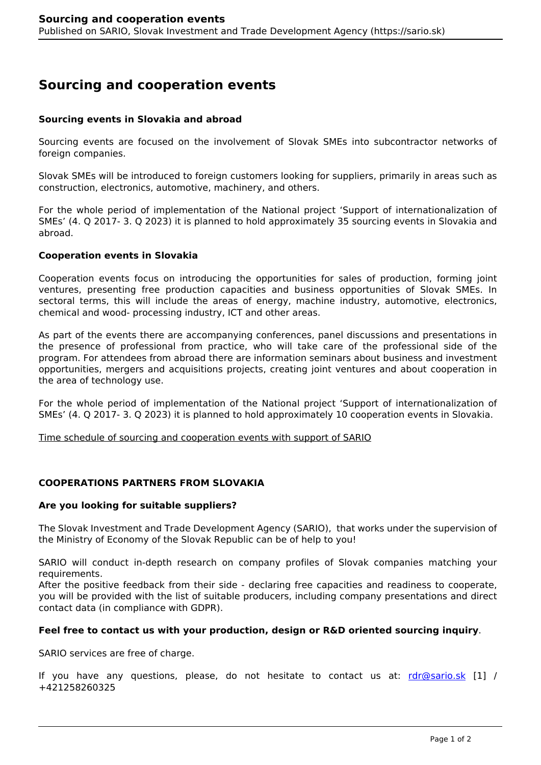# Sourcing and cooperation events

### Sourcing events in Slovakia and abroad

Sourcing events are focused on the involvement of Slovak SMEs into subcontractor networks of foreign companies.

Slovak SMEs will be introduced to foreign customers looking for suppliers, primarily in areas such as construction, electronics, automotive, machinery, and others.

For the whole period of implementation of the National project 'Support of internationalization of SMEs' (4. Q 2017- 3. Q 2023) it is planned to hold approximately 35 sourcing events in Slovakia and abroad.

### Cooperation events in Slovakia

Cooperation events focus on introducing the opportunities for sales of production, forming joint ventures, presenting free production capacities and business opportunities of Slovak SMEs. In sectoral terms, this will include the areas of energy, machine industry, automotive, electronics, chemical and wood- processing industry, ICT and other areas.

As part of the events there are accompanying conferences, panel discussions and presentations in the presence of professional from practice, who will take care of the professional side of the program. For attendees from abroad there are information seminars about business and investment opportunities, mergers and acquisitions projects, creating joint ventures and about cooperation in the area of technology use.

For the whole period of implementation of the National project 'Support of internationalization of SMEs' (4. Q 2017- 3. Q 2023) it is planned to hold approximately 10 cooperation events in Slovakia.

Time schedule of sourcing and cooperation events with support of SARIO

### COOPERATIONS PARTNERS FROM SLOVAKIA

### Are you looking for suitable suppliers?

The Slovak Investment and Trade Development Agency (SARIO), that works under the supervision of the Ministry of Economy of the Slovak Republic can be of help to you!

SARIO will conduct in-depth research on company profiles of Slovak companies matching your requirements.
After the positive feedback from their side - declaring free capacities and readiness to cooperate, you will be provided with the list of suitable producers, including company presentations and direct contact data (in compliance with GDPR).

**Feel free to contact us with your production, design or R&D oriented sourcing inquiry**.

SARIO services are free of charge.

If you have any questions, please, do not hesitate to contact us at: rdr@sario.sk [1] / +421258260325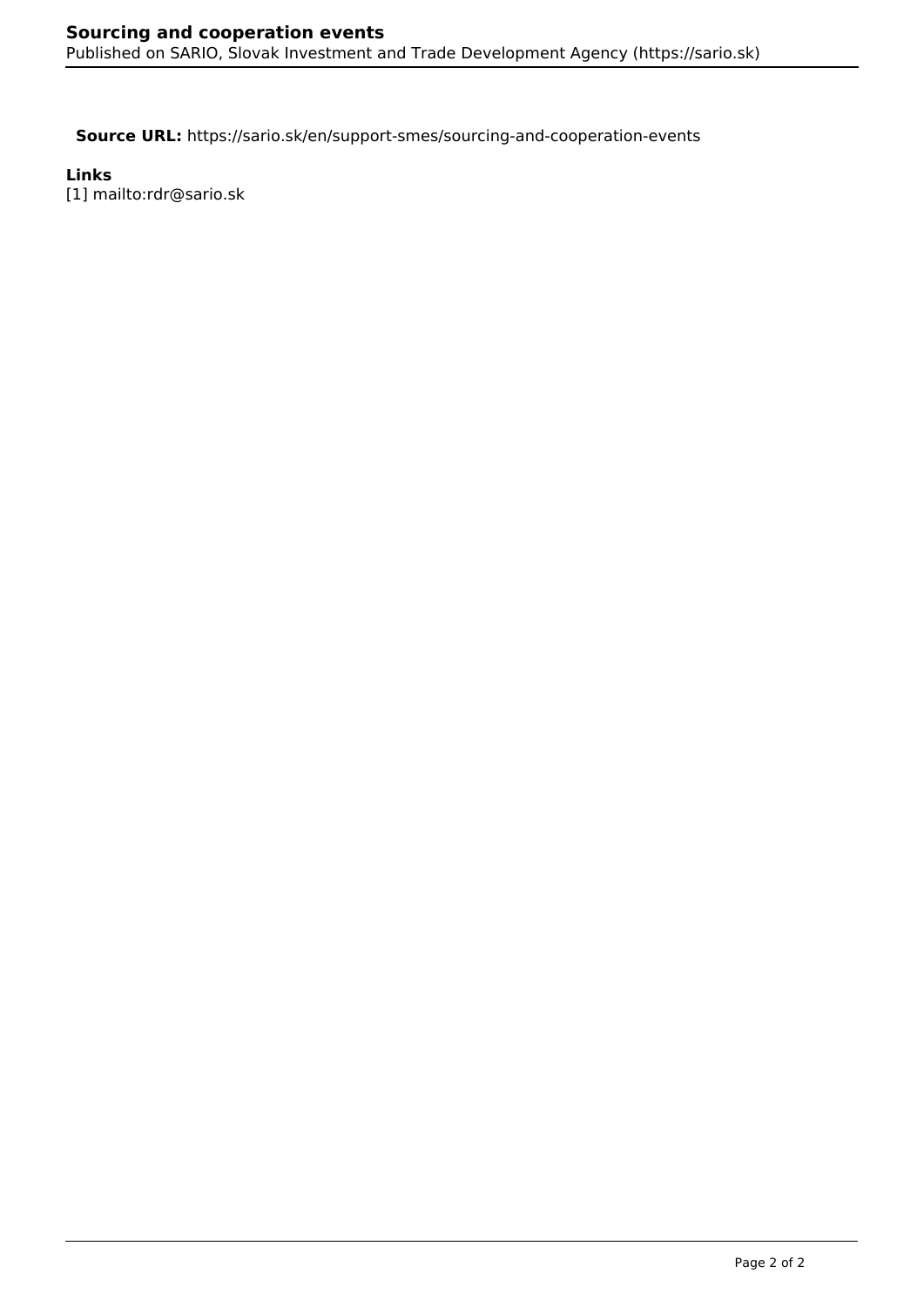**Source URL:** https://sario.sk/en/support-smes/sourcing-and-cooperation-events

**Links**

[1] mailto:rdr@sario.sk